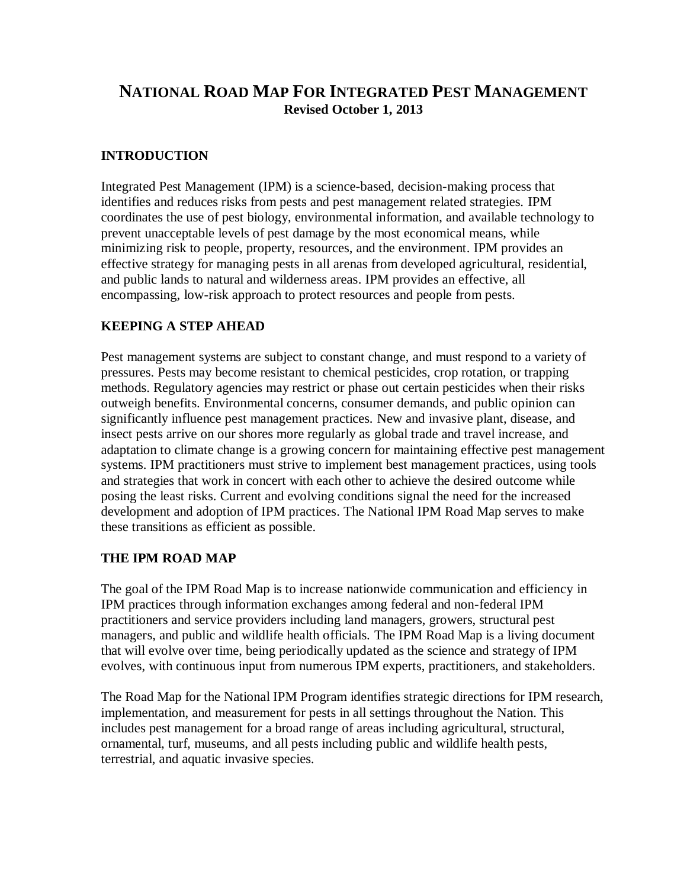# NATIONAL ROAD MAP FOR INTEGRATED PEST MANAGEMENT

**Revised October 1, 2013**

## INTRODUCTION

Integrated Pest Management (IPM) is a science-based, decision-making process that identifies and reduces risks from pests and pest management related strategies. IPM coordinates the use of pest biology, environmental information, and available technology to prevent unacceptable levels of pest damage by the most economical means, while minimizing risk to people, property, resources, and the environment. IPM provides an effective strategy for managing pests in all arenas from developed agricultural, residential, and public lands to natural and wilderness areas. IPM provides an effective, all encompassing, low-risk approach to protect resources and people from pests.

## KEEPING A STEP AHEAD

Pest management systems are subject to constant change, and must respond to a variety of pressures. Pests may become resistant to chemical pesticides, crop rotation, or trapping methods. Regulatory agencies may restrict or phase out certain pesticides when their risks outweigh benefits. Environmental concerns, consumer demands, and public opinion can significantly influence pest management practices. New and invasive plant, disease, and insect pests arrive on our shores more regularly as global trade and travel increase, and adaptation to climate change is a growing concern for maintaining effective pest management systems. IPM practitioners must strive to implement best management practices, using tools and strategies that work in concert with each other to achieve the desired outcome while posing the least risks. Current and evolving conditions signal the need for the increased development and adoption of IPM practices. The National IPM Road Map serves to make these transitions as efficient as possible.

## THE IPM ROAD MAP

The goal of the IPM Road Map is to increase nationwide communication and efficiency in IPM practices through information exchanges among federal and non-federal IPM practitioners and service providers including land managers, growers, structural pest managers, and public and wildlife health officials. The IPM Road Map is a living document that will evolve over time, being periodically updated as the science and strategy of IPM evolves, with continuous input from numerous IPM experts, practitioners, and stakeholders.

The Road Map for the National IPM Program identifies strategic directions for IPM research, implementation, and measurement for pests in all settings throughout the Nation. This includes pest management for a broad range of areas including agricultural, structural, ornamental, turf, museums, and all pests including public and wildlife health pests, terrestrial, and aquatic invasive species.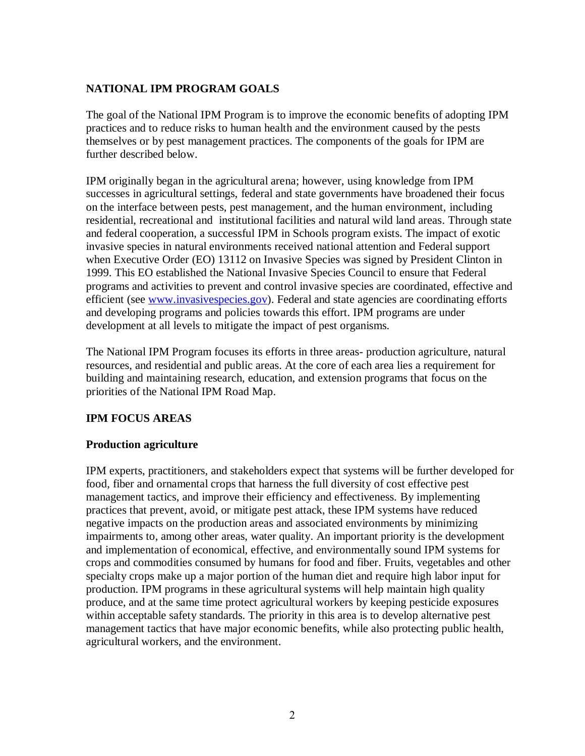## NATIONAL IPM PROGRAM GOALS

The goal of the National IPM Program is to improve the economic benefits of adopting IPM practices and to reduce risks to human health and the environment caused by the pests themselves or by pest management practices. The components of the goals for IPM are further described below.

IPM originally began in the agricultural arena; however, using knowledge from IPM successes in agricultural settings, federal and state governments have broadened their focus on the interface between pests, pest management, and the human environment, including residential, recreational and institutional facilities and natural wild land areas. Through state and federal cooperation, a successful IPM in Schools program exists. The impact of exotic invasive species in natural environments received national attention and Federal support when Executive Order (EO) 13112 on Invasive Species was signed by President Clinton in 1999. This EO established the National Invasive Species Council to ensure that Federal programs and activities to prevent and control invasive species are coordinated, effective and efficient (see [www.invasivespecies.gov](http://www.invasivespecies.gov)). Federal and state agencies are coordinating efforts and developing programs and policies towards this effort. IPM programs are under development at all levels to mitigate the impact of pest organisms.

The National IPM Program focuses its efforts in three areas- production agriculture, natural resources, and residential and public areas. At the core of each area lies a requirement for building and maintaining research, education, and extension programs that focus on the priorities of the National IPM Road Map.

## IPM FOCUS AREAS

### Production agriculture

IPM experts, practitioners, and stakeholders expect that systems will be further developed for food, fiber and ornamental crops that harness the full diversity of cost effective pest management tactics, and improve their efficiency and effectiveness. By implementing practices that prevent, avoid, or mitigate pest attack, these IPM systems have reduced negative impacts on the production areas and associated environments by minimizing impairments to, among other areas, water quality. An important priority is the development and implementation of economical, effective, and environmentally sound IPM systems for crops and commodities consumed by humans for food and fiber. Fruits, vegetables and other specialty crops make up a major portion of the human diet and require high labor input for production. IPM programs in these agricultural systems will help maintain high quality produce, and at the same time protect agricultural workers by keeping pesticide exposures within acceptable safety standards. The priority in this area is to develop alternative pest management tactics that have major economic benefits, while also protecting public health, agricultural workers, and the environment.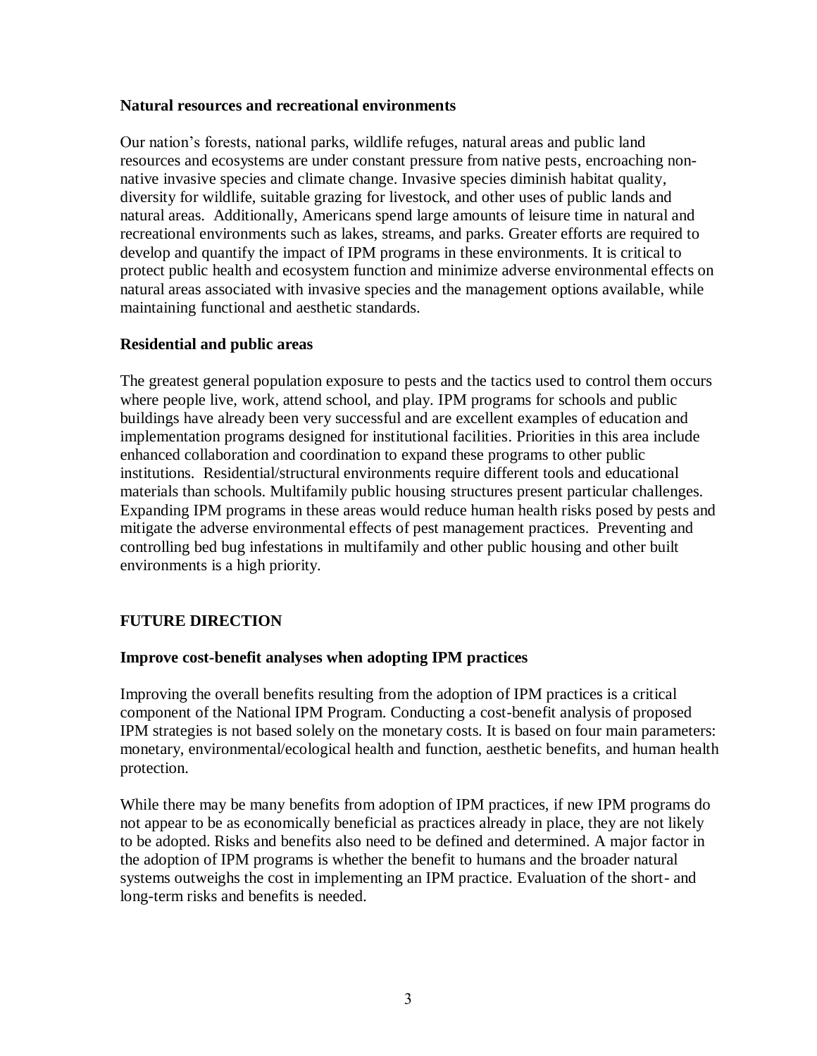### Natural resources and recreational environments

Our nation's forests, national parks, wildlife refuges, natural areas and public land resources and ecosystems are under constant pressure from native pests, encroaching non-native invasive species and climate change. Invasive species diminish habitat quality, diversity for wildlife, suitable grazing for livestock, and other uses of public lands and natural areas. Additionally, Americans spend large amounts of leisure time in natural and recreational environments such as lakes, streams, and parks. Greater efforts are required to develop and quantify the impact of IPM programs in these environments. It is critical to protect public health and ecosystem function and minimize adverse environmental effects on natural areas associated with invasive species and the management options available, while maintaining functional and aesthetic standards.

### Residential and public areas

The greatest general population exposure to pests and the tactics used to control them occurs where people live, work, attend school, and play. IPM programs for schools and public buildings have already been very successful and are excellent examples of education and implementation programs designed for institutional facilities. Priorities in this area include enhanced collaboration and coordination to expand these programs to other public institutions. Residential/structural environments require different tools and educational materials than schools. Multifamily public housing structures present particular challenges. Expanding IPM programs in these areas would reduce human health risks posed by pests and mitigate the adverse environmental effects of pest management practices. Preventing and controlling bed bug infestations in multifamily and other public housing and other built environments is a high priority.

## FUTURE DIRECTION

### Improve cost-benefit analyses when adopting IPM practices

Improving the overall benefits resulting from the adoption of IPM practices is a critical component of the National IPM Program. Conducting a cost-benefit analysis of proposed IPM strategies is not based solely on the monetary costs. It is based on four main parameters: monetary, environmental/ecological health and function, aesthetic benefits, and human health protection.

While there may be many benefits from adoption of IPM practices, if new IPM programs do not appear to be as economically beneficial as practices already in place, they are not likely to be adopted. Risks and benefits also need to be defined and determined. A major factor in the adoption of IPM programs is whether the benefit to humans and the broader natural systems outweighs the cost in implementing an IPM practice. Evaluation of the short- and long-term risks and benefits is needed.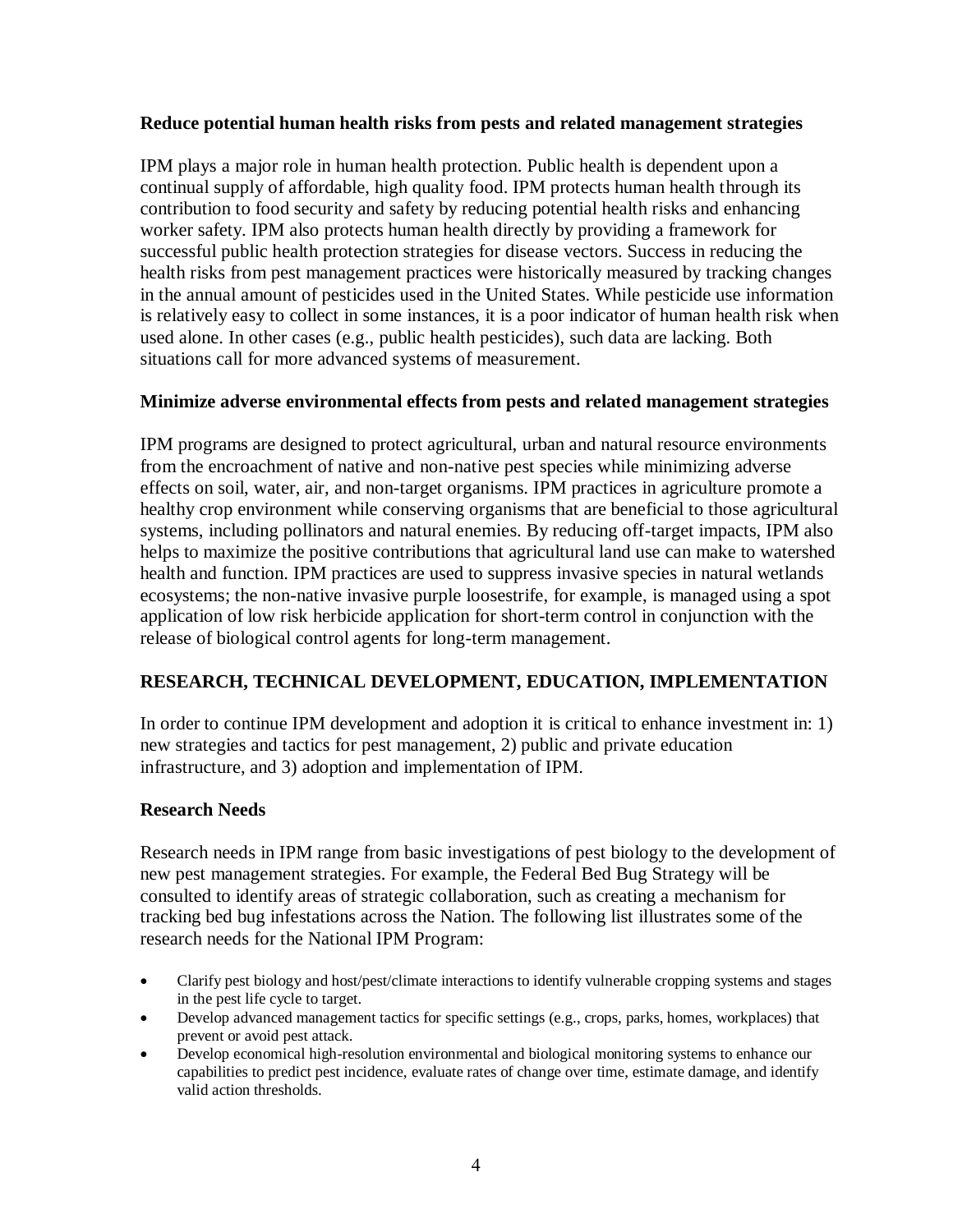**Reduce potential human health risks from pests and related management strategies**

IPM plays a major role in human health protection. Public health is dependent upon a continual supply of affordable, high quality food. IPM protects human health through its contribution to food security and safety by reducing potential health risks and enhancing worker safety. IPM also protects human health directly by providing a framework for successful public health protection strategies for disease vectors. Success in reducing the health risks from pest management practices were historically measured by tracking changes in the annual amount of pesticides used in the United States. While pesticide use information is relatively easy to collect in some instances, it is a poor indicator of human health risk when used alone. In other cases (e.g., public health pesticides), such data are lacking. Both situations call for more advanced systems of measurement.

**Minimize adverse environmental effects from pests and related management strategies**

IPM programs are designed to protect agricultural, urban and natural resource environments from the encroachment of native and non-native pest species while minimizing adverse effects on soil, water, air, and non-target organisms. IPM practices in agriculture promote a healthy crop environment while conserving organisms that are beneficial to those agricultural systems, including pollinators and natural enemies. By reducing off-target impacts, IPM also helps to maximize the positive contributions that agricultural land use can make to watershed health and function. IPM practices are used to suppress invasive species in natural wetlands ecosystems; the non-native invasive purple loosestrife, for example, is managed using a spot application of low risk herbicide application for short-term control in conjunction with the release of biological control agents for long-term management.

## RESEARCH, TECHNICAL DEVELOPMENT, EDUCATION, IMPLEMENTATION

In order to continue IPM development and adoption it is critical to enhance investment in: 1) new strategies and tactics for pest management, 2) public and private education infrastructure, and 3) adoption and implementation of IPM.

### Research Needs

Research needs in IPM range from basic investigations of pest biology to the development of new pest management strategies. For example, the Federal Bed Bug Strategy will be consulted to identify areas of strategic collaboration, such as creating a mechanism for tracking bed bug infestations across the Nation. The following list illustrates some of the research needs for the National IPM Program:

- Clarify pest biology and host/pest/climate interactions to identify vulnerable cropping systems and stages in the pest life cycle to target.
- Develop advanced management tactics for specific settings (e.g., crops, parks, homes, workplaces) that prevent or avoid pest attack.
- Develop economical high-resolution environmental and biological monitoring systems to enhance our capabilities to predict pest incidence, evaluate rates of change over time, estimate damage, and identify valid action thresholds.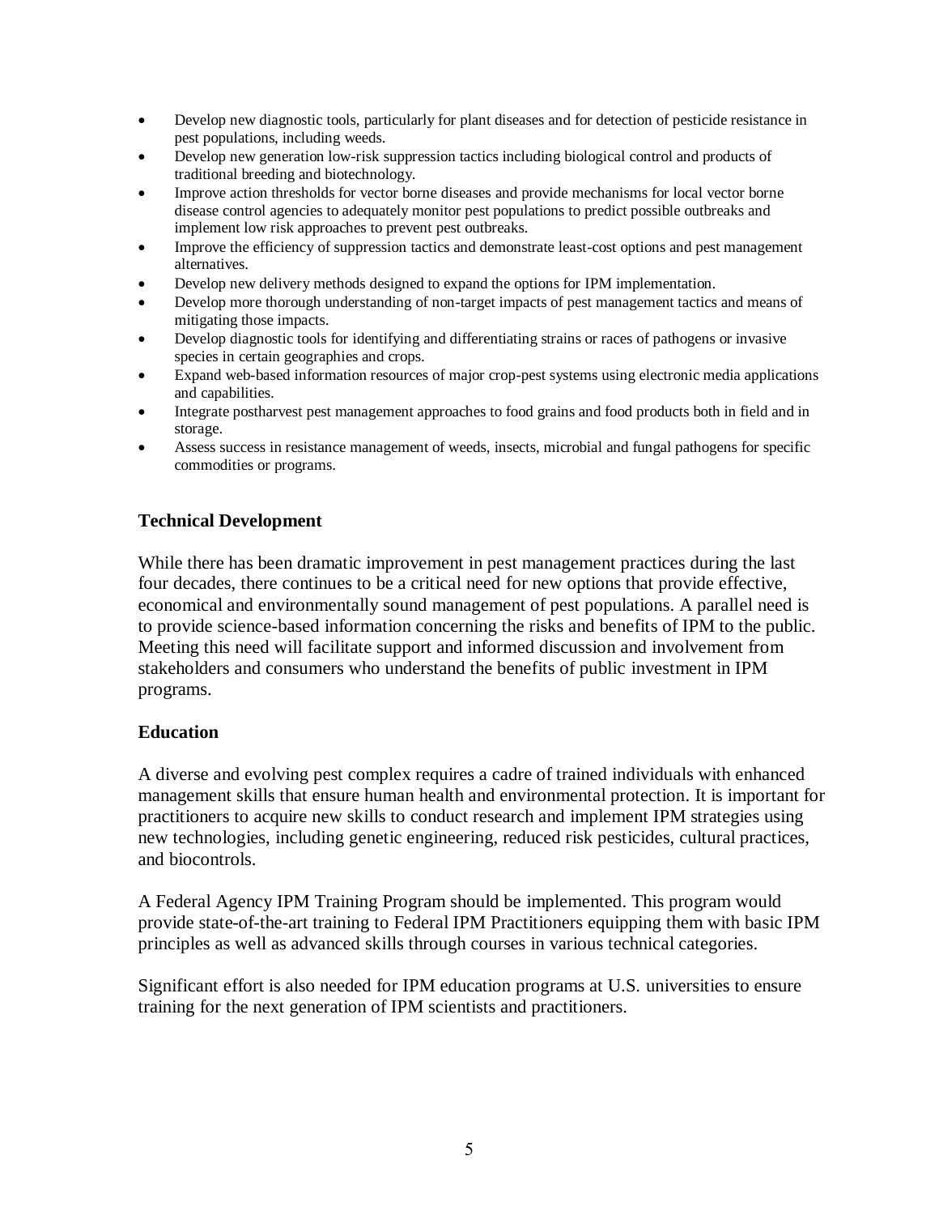- Develop new diagnostic tools, particularly for plant diseases and for detection of pesticide resistance in pest populations, including weeds.
- Develop new generation low-risk suppression tactics including biological control and products of traditional breeding and biotechnology.
- Improve action thresholds for vector borne diseases and provide mechanisms for local vector borne disease control agencies to adequately monitor pest populations to predict possible outbreaks and implement low risk approaches to prevent pest outbreaks.
- Improve the efficiency of suppression tactics and demonstrate least-cost options and pest management alternatives.
- Develop new delivery methods designed to expand the options for IPM implementation.
- Develop more thorough understanding of non-target impacts of pest management tactics and means of mitigating those impacts.
- Develop diagnostic tools for identifying and differentiating strains or races of pathogens or invasive species in certain geographies and crops.
- Expand web-based information resources of major crop-pest systems using electronic media applications and capabilities.
- Integrate postharvest pest management approaches to food grains and food products both in field and in storage.
- Assess success in resistance management of weeds, insects, microbial and fungal pathogens for specific commodities or programs.

**Technical Development**

While there has been dramatic improvement in pest management practices during the last four decades, there continues to be a critical need for new options that provide effective, economical and environmentally sound management of pest populations. A parallel need is to provide science-based information concerning the risks and benefits of IPM to the public. Meeting this need will facilitate support and informed discussion and involvement from stakeholders and consumers who understand the benefits of public investment in IPM programs.

**Education**

A diverse and evolving pest complex requires a cadre of trained individuals with enhanced management skills that ensure human health and environmental protection. It is important for practitioners to acquire new skills to conduct research and implement IPM strategies using new technologies, including genetic engineering, reduced risk pesticides, cultural practices, and biocontrols.

A Federal Agency IPM Training Program should be implemented. This program would provide state-of-the-art training to Federal IPM Practitioners equipping them with basic IPM principles as well as advanced skills through courses in various technical categories.

Significant effort is also needed for IPM education programs at U.S. universities to ensure training for the next generation of IPM scientists and practitioners.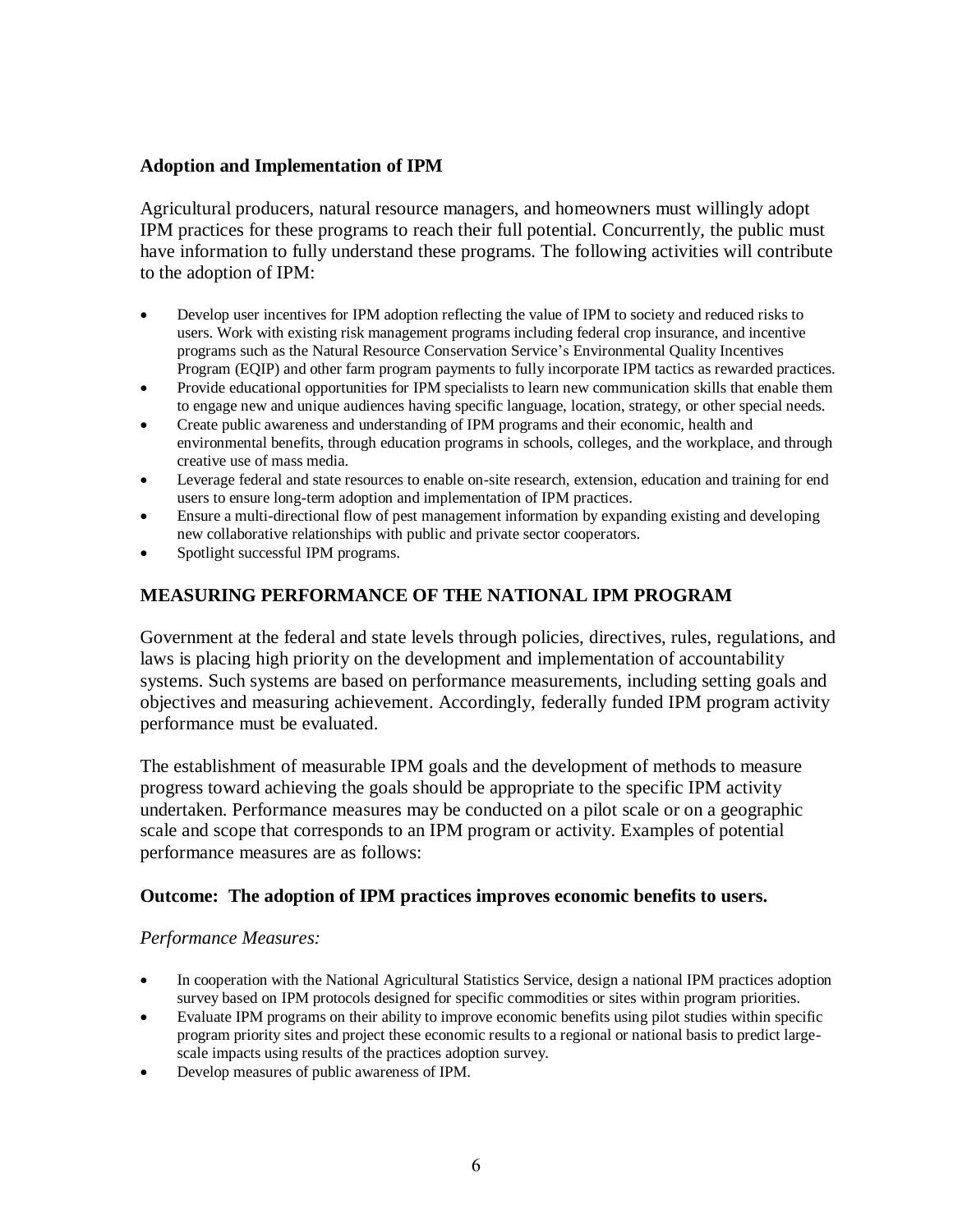### Adoption and Implementation of IPM

Agricultural producers, natural resource managers, and homeowners must willingly adopt IPM practices for these programs to reach their full potential. Concurrently, the public must have information to fully understand these programs. The following activities will contribute to the adoption of IPM:

- Develop user incentives for IPM adoption reflecting the value of IPM to society and reduced risks to users. Work with existing risk management programs including federal crop insurance, and incentive programs such as the Natural Resource Conservation Service's Environmental Quality Incentives Program (EQIP) and other farm program payments to fully incorporate IPM tactics as rewarded practices.
- Provide educational opportunities for IPM specialists to learn new communication skills that enable them to engage new and unique audiences having specific language, location, strategy, or other special needs.
- Create public awareness and understanding of IPM programs and their economic, health and environmental benefits, through education programs in schools, colleges, and the workplace, and through creative use of mass media.
- Leverage federal and state resources to enable on-site research, extension, education and training for end users to ensure long-term adoption and implementation of IPM practices.
- Ensure a multi-directional flow of pest management information by expanding existing and developing new collaborative relationships with public and private sector cooperators.
- Spotlight successful IPM programs.

## MEASURING PERFORMANCE OF THE NATIONAL IPM PROGRAM

Government at the federal and state levels through policies, directives, rules, regulations, and laws is placing high priority on the development and implementation of accountability systems. Such systems are based on performance measurements, including setting goals and objectives and measuring achievement. Accordingly, federally funded IPM program activity performance must be evaluated.

The establishment of measurable IPM goals and the development of methods to measure progress toward achieving the goals should be appropriate to the specific IPM activity undertaken. Performance measures may be conducted on a pilot scale or on a geographic scale and scope that corresponds to an IPM program or activity. Examples of potential performance measures are as follows:

### Outcome: The adoption of IPM practices improves economic benefits to users.

*Performance Measures:*

- In cooperation with the National Agricultural Statistics Service, design a national IPM practices adoption survey based on IPM protocols designed for specific commodities or sites within program priorities.
- Evaluate IPM programs on their ability to improve economic benefits using pilot studies within specific program priority sites and project these economic results to a regional or national basis to predict large-scale impacts using results of the practices adoption survey.
- Develop measures of public awareness of IPM.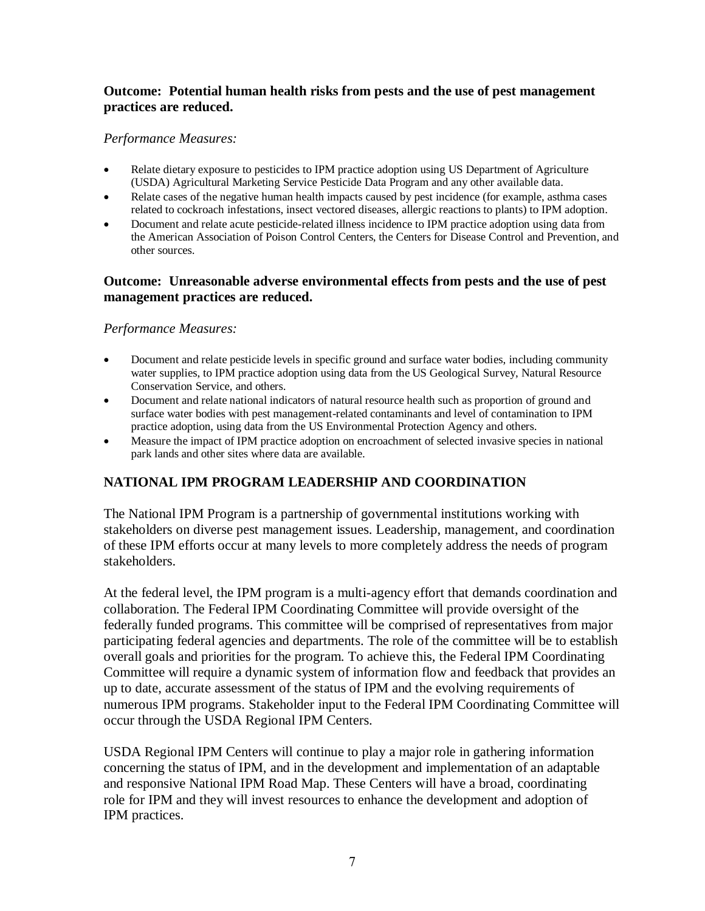**Outcome: Potential human health risks from pests and the use of pest management practices are reduced.**

*Performance Measures:*

- Relate dietary exposure to pesticides to IPM practice adoption using US Department of Agriculture (USDA) Agricultural Marketing Service Pesticide Data Program and any other available data.
- Relate cases of the negative human health impacts caused by pest incidence (for example, asthma cases related to cockroach infestations, insect vectored diseases, allergic reactions to plants) to IPM adoption.
- Document and relate acute pesticide-related illness incidence to IPM practice adoption using data from the American Association of Poison Control Centers, the Centers for Disease Control and Prevention, and other sources.

**Outcome: Unreasonable adverse environmental effects from pests and the use of pest management practices are reduced.**

*Performance Measures:*

- Document and relate pesticide levels in specific ground and surface water bodies, including community water supplies, to IPM practice adoption using data from the US Geological Survey, Natural Resource Conservation Service, and others.
- Document and relate national indicators of natural resource health such as proportion of ground and surface water bodies with pest management-related contaminants and level of contamination to IPM practice adoption, using data from the US Environmental Protection Agency and others.
- Measure the impact of IPM practice adoption on encroachment of selected invasive species in national park lands and other sites where data are available.

## NATIONAL IPM PROGRAM LEADERSHIP AND COORDINATION

The National IPM Program is a partnership of governmental institutions working with stakeholders on diverse pest management issues. Leadership, management, and coordination of these IPM efforts occur at many levels to more completely address the needs of program stakeholders.

At the federal level, the IPM program is a multi-agency effort that demands coordination and collaboration. The Federal IPM Coordinating Committee will provide oversight of the federally funded programs. This committee will be comprised of representatives from major participating federal agencies and departments. The role of the committee will be to establish overall goals and priorities for the program. To achieve this, the Federal IPM Coordinating Committee will require a dynamic system of information flow and feedback that provides an up to date, accurate assessment of the status of IPM and the evolving requirements of numerous IPM programs. Stakeholder input to the Federal IPM Coordinating Committee will occur through the USDA Regional IPM Centers.

USDA Regional IPM Centers will continue to play a major role in gathering information concerning the status of IPM, and in the development and implementation of an adaptable and responsive National IPM Road Map. These Centers will have a broad, coordinating role for IPM and they will invest resources to enhance the development and adoption of IPM practices.